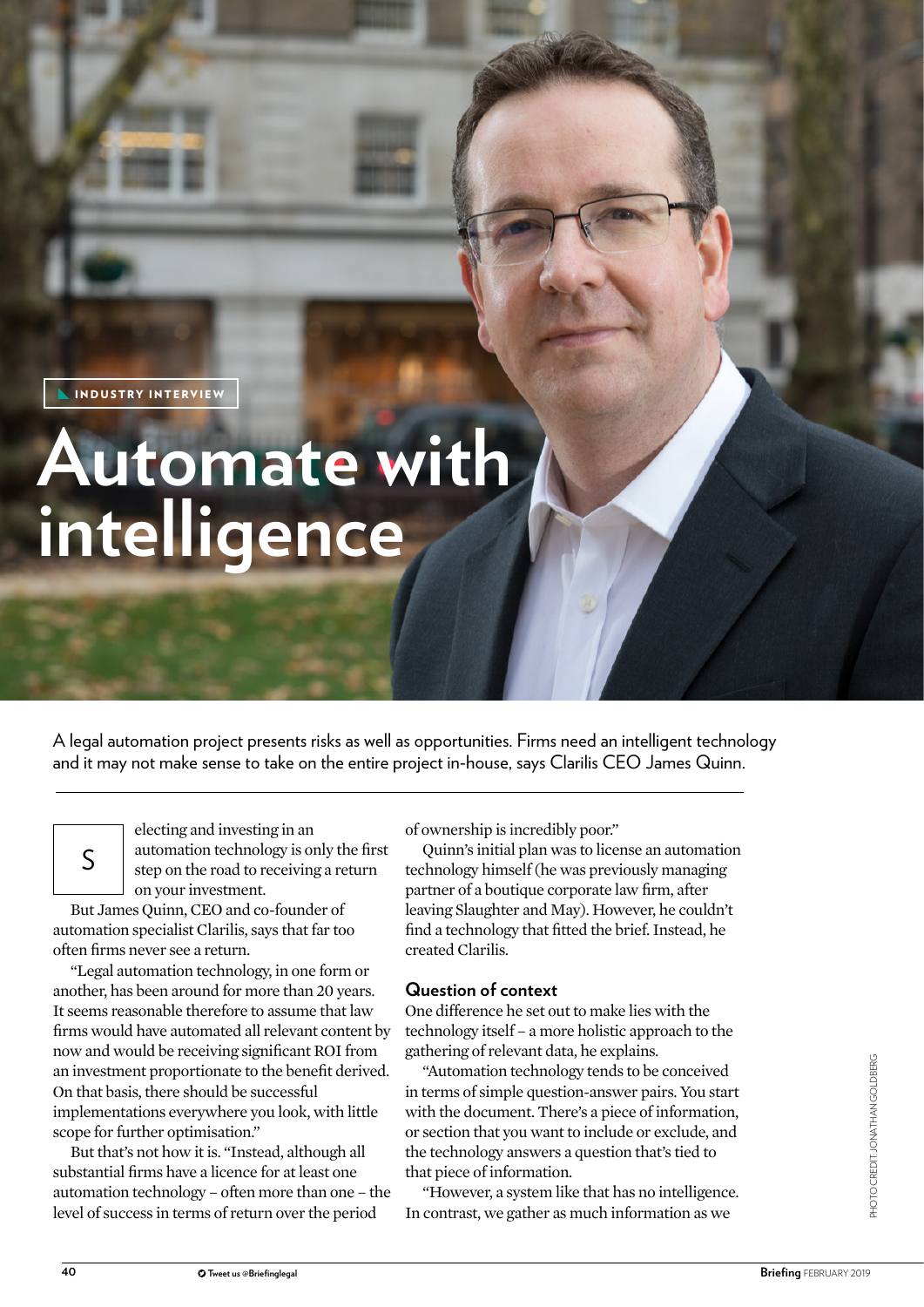INDUSTRY INTERVIEW

# Automate with intelligence

A legal automation project presents risks as well as opportunities. Firms need an intelligent technology and it may not make sense to take on the entire project in-house, says Clarilis CEO James Quinn.

Selecting and investing in an automation technology is only the first step on the road to receiving a return on your investment.

But James Quinn, CEO and co-founder of automation specialist Clarilis, says that far too often firms never see a return.

"Legal automation technology, in one form or another, has been around for more than 20 years. It seems reasonable therefore to assume that law firms would have automated all relevant content by now and would be receiving significant ROI from an investment proportionate to the benefit derived. On that basis, there should be successful implementations everywhere you look, with little scope for further optimisation."

But that's not how it is. "Instead, although all substantial firms have a licence for at least one automation technology – often more than one – the level of success in terms of return over the period of ownership is incredibly poor."

Quinn's initial plan was to license an automation technology himself (he was previously managing partner of a boutique corporate law firm, after leaving Slaughter and May). However, he couldn't find a technology that fitted the brief. Instead, he created Clarilis.

## Question of context

One difference he set out to make lies with the technology itself – a more holistic approach to the gathering of relevant data, he explains.

"Automation technology tends to be conceived in terms of simple question-answer pairs. You start with the document. There's a piece of information, or section that you want to include or exclude, and the technology answers a question that's tied to that piece of information.

"However, a system like that has no intelligence. In contrast, we gather as much information as we

PHOTO CREDIT: JONATHAN GOLDBERG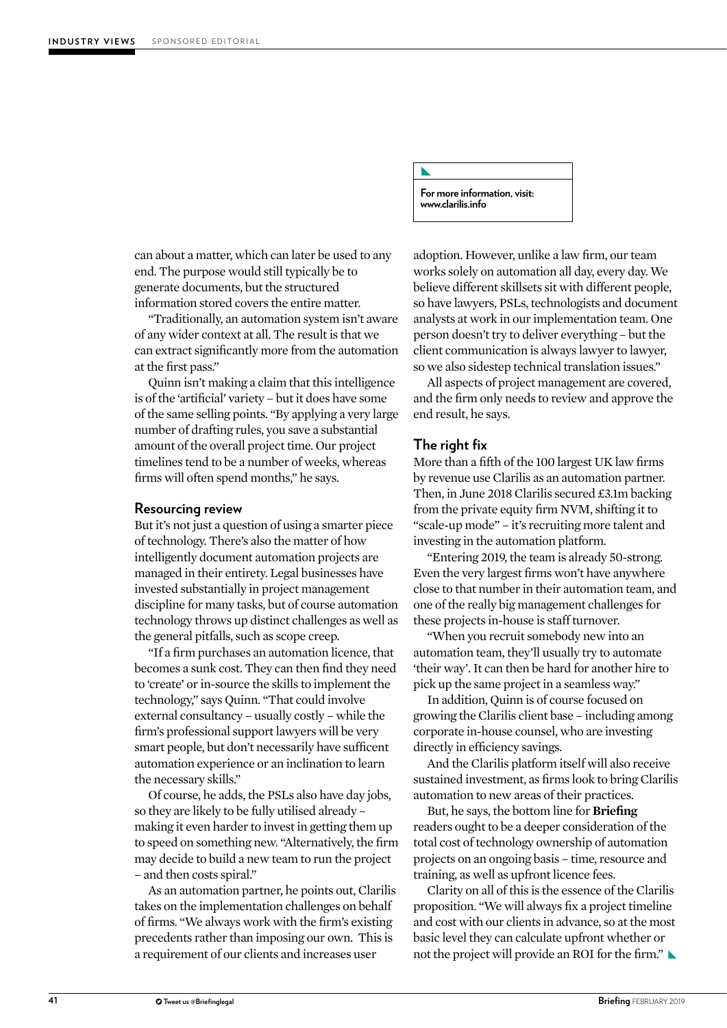For more information, visit: www.clarilis.info

can about a matter, which can later be used to any end. The purpose would still typically be to generate documents, but the structured information stored covers the entire matter.

"Traditionally, an automation system isn't aware of any wider context at all. The result is that we can extract significantly more from the automation at the first pass."

Quinn isn't making a claim that this intelligence is of the 'artificial' variety – but it does have some of the same selling points. "By applying a very large number of drafting rules, you save a substantial amount of the overall project time. Our project timelines tend to be a number of weeks, whereas firms will often spend months," he says.

### Resourcing review

But it's not just a question of using a smarter piece of technology. There's also the matter of how intelligently document automation projects are managed in their entirety. Legal businesses have invested substantially in project management discipline for many tasks, but of course automation technology throws up distinct challenges as well as the general pitfalls, such as scope creep.

"If a firm purchases an automation licence, that becomes a sunk cost. They can then find they need to 'create' or in-source the skills to implement the technology," says Quinn. "That could involve external consultancy – usually costly – while the firm's professional support lawyers will be very smart people, but don't necessarily have sufficent automation experience or an inclination to learn the necessary skills."

Of course, he adds, the PSLs also have day jobs, so they are likely to be fully utilised already – making it even harder to invest in getting them up to speed on something new. "Alternatively, the firm may decide to build a new team to run the project – and then costs spiral."

As an automation partner, he points out, Clarilis takes on the implementation challenges on behalf of firms. "We always work with the firm's existing precedents rather than imposing our own. This is a requirement of our clients and increases user adoption. However, unlike a law firm, our team works solely on automation all day, every day. We believe different skillsets sit with different people, so have lawyers, PSLs, technologists and document analysts at work in our implementation team. One person doesn't try to deliver everything – but the client communication is always lawyer to lawyer, so we also sidestep technical translation issues."

All aspects of project management are covered, and the firm only needs to review and approve the end result, he says.

### The right fix

More than a fifth of the 100 largest UK law firms by revenue use Clarilis as an automation partner. Then, in June 2018 Clarilis secured £3.1m backing from the private equity firm NVM, shifting it to "scale-up mode" – it's recruiting more talent and investing in the automation platform.

"Entering 2019, the team is already 50-strong. Even the very largest firms won't have anywhere close to that number in their automation team, and one of the really big management challenges for these projects in-house is staff turnover.

"When you recruit somebody new into an automation team, they'll usually try to automate 'their way'. It can then be hard for another hire to pick up the same project in a seamless way."

In addition, Quinn is of course focused on growing the Clarilis client base – including among corporate in-house counsel, who are investing directly in efficiency savings.

And the Clarilis platform itself will also receive sustained investment, as firms look to bring Clarilis automation to new areas of their practices.

But, he says, the bottom line for **Briefing** readers ought to be a deeper consideration of the total cost of technology ownership of automation projects on an ongoing basis – time, resource and training, as well as upfront licence fees.

Clarity on all of this is the essence of the Clarilis proposition. "We will always fix a project timeline and cost with our clients in advance, so at the most basic level they can calculate upfront whether or not the project will provide an ROI for the firm."